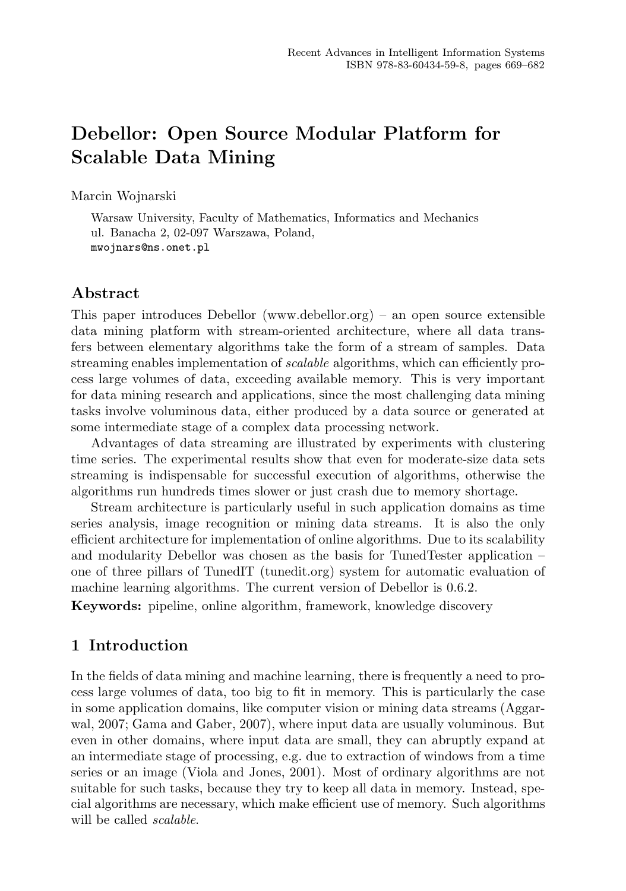# Debellor: Open Source Modular Platform for Scalable Data Mining

Marcin Wojnarski

Warsaw University, Faculty of Mathematics, Informatics and Mechanics
ul. Banacha 2, 02-097 Warszawa, Poland,
mwojnars@ns.onet.pl

## Abstract

This paper introduces Debellor (www.debellor.org) – an open source extensible data mining platform with stream-oriented architecture, where all data transfers between elementary algorithms take the form of a stream of samples. Data streaming enables implementation of *scalable* algorithms, which can efficiently process large volumes of data, exceeding available memory. This is very important for data mining research and applications, since the most challenging data mining tasks involve voluminous data, either produced by a data source or generated at some intermediate stage of a complex data processing network.

Advantages of data streaming are illustrated by experiments with clustering time series. The experimental results show that even for moderate-size data sets streaming is indispensable for successful execution of algorithms, otherwise the algorithms run hundreds times slower or just crash due to memory shortage.

Stream architecture is particularly useful in such application domains as time series analysis, image recognition or mining data streams. It is also the only efficient architecture for implementation of online algorithms. Due to its scalability and modularity Debellor was chosen as the basis for TunedTester application – one of three pillars of TunedIT (tunedit.org) system for automatic evaluation of machine learning algorithms. The current version of Debellor is 0.6.2.

**Keywords:** pipeline, online algorithm, framework, knowledge discovery

## 1 Introduction

In the fields of data mining and machine learning, there is frequently a need to process large volumes of data, too big to fit in memory. This is particularly the case in some application domains, like computer vision or mining data streams (Aggarwal, 2007; Gama and Gaber, 2007), where input data are usually voluminous. But even in other domains, where input data are small, they can abruptly expand at an intermediate stage of processing, e.g. due to extraction of windows from a time series or an image (Viola and Jones, 2001). Most of ordinary algorithms are not suitable for such tasks, because they try to keep all data in memory. Instead, special algorithms are necessary, which make efficient use of memory. Such algorithms will be called *scalable*.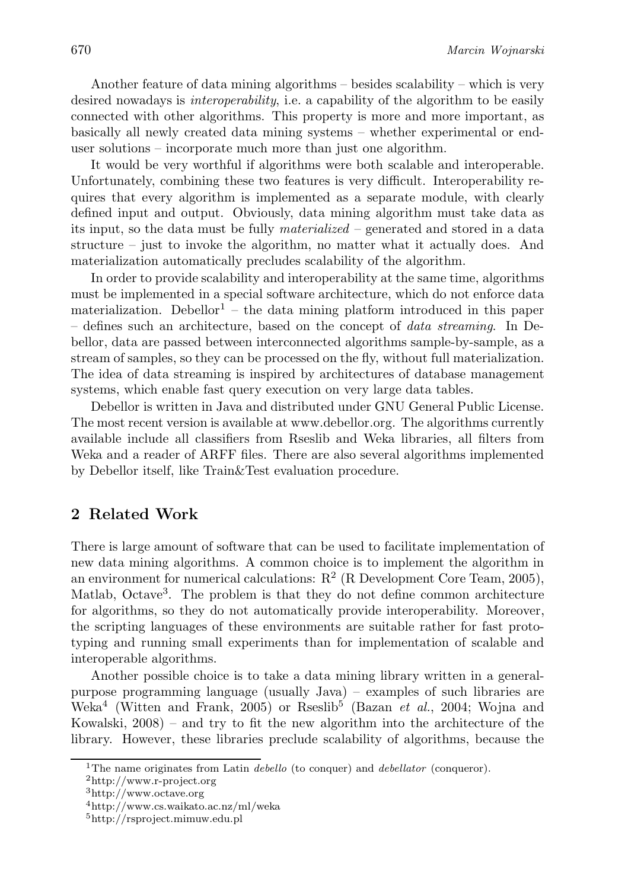Another feature of data mining algorithms – besides scalability – which is very desired nowadays is *interoperability*, i.e. a capability of the algorithm to be easily connected with other algorithms. This property is more and more important, as basically all newly created data mining systems – whether experimental or end-user solutions – incorporate much more than just one algorithm.

It would be very worthful if algorithms were both scalable and interoperable. Unfortunately, combining these two features is very difficult. Interoperability requires that every algorithm is implemented as a separate module, with clearly defined input and output. Obviously, data mining algorithm must take data as its input, so the data must be fully *materialized* – generated and stored in a data structure – just to invoke the algorithm, no matter what it actually does. And materialization automatically precludes scalability of the algorithm.

In order to provide scalability and interoperability at the same time, algorithms must be implemented in a special software architecture, which do not enforce data materialization. Debellor[1] – the data mining platform introduced in this paper – defines such an architecture, based on the concept of *data streaming*. In Debellor, data are passed between interconnected algorithms sample-by-sample, as a stream of samples, so they can be processed on the fly, without full materialization. The idea of data streaming is inspired by architectures of database management systems, which enable fast query execution on very large data tables.

Debellor is written in Java and distributed under GNU General Public License. The most recent version is available at www.debellor.org. The algorithms currently available include all classifiers from Rseslib and Weka libraries, all filters from Weka and a reader of ARFF files. There are also several algorithms implemented by Debellor itself, like Train&Test evaluation procedure.

## 2 Related Work

There is large amount of software that can be used to facilitate implementation of new data mining algorithms. A common choice is to implement the algorithm in an environment for numerical calculations: R[2] (R Development Core Team, 2005), Matlab, Octave[3]. The problem is that they do not define common architecture for algorithms, so they do not automatically provide interoperability. Moreover, the scripting languages of these environments are suitable rather for fast prototyping and running small experiments than for implementation of scalable and interoperable algorithms.

Another possible choice is to take a data mining library written in a general-purpose programming language (usually Java) – examples of such libraries are Weka[4] (Witten and Frank, 2005) or Rseslib[5] (Bazan *et al.*, 2004; Wojna and Kowalski, 2008) – and try to fit the new algorithm into the architecture of the library. However, these libraries preclude scalability of algorithms, because the

[1] The name originates from Latin *debello* (to conquer) and *debellator* (conqueror).

[2] http://www.r-project.org

[3] http://www.octave.org

[4] http://www.cs.waikato.ac.nz/ml/weka

[5] http://rsproject.mimuw.edu.pl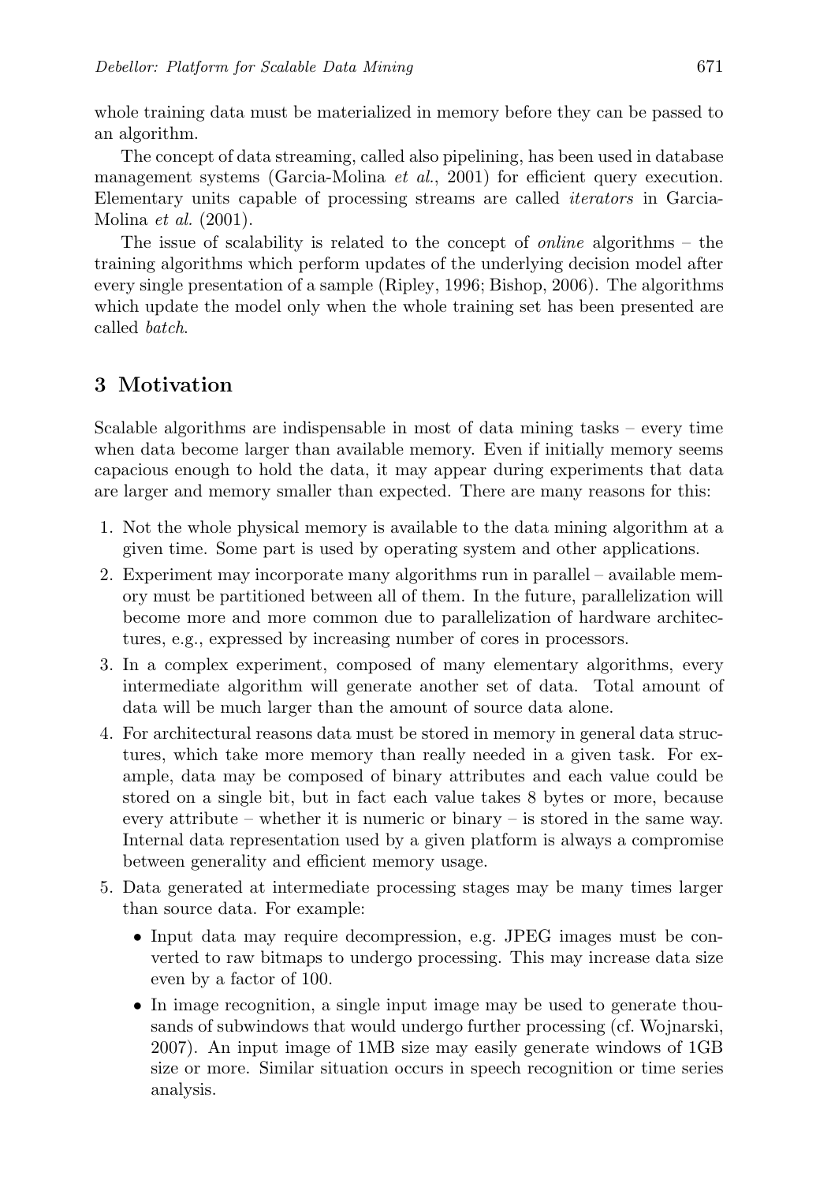whole training data must be materialized in memory before they can be passed to an algorithm.

The concept of data streaming, called also pipelining, has been used in database management systems (Garcia-Molina *et al.*, 2001) for efficient query execution. Elementary units capable of processing streams are called *iterators* in Garcia-Molina *et al.* (2001).

The issue of scalability is related to the concept of *online* algorithms – the training algorithms which perform updates of the underlying decision model after every single presentation of a sample (Ripley, 1996; Bishop, 2006). The algorithms which update the model only when the whole training set has been presented are called *batch*.

## 3 Motivation

Scalable algorithms are indispensable in most of data mining tasks – every time when data become larger than available memory. Even if initially memory seems capacious enough to hold the data, it may appear during experiments that data are larger and memory smaller than expected. There are many reasons for this:

1. Not the whole physical memory is available to the data mining algorithm at a given time. Some part is used by operating system and other applications.
2. Experiment may incorporate many algorithms run in parallel – available memory must be partitioned between all of them. In the future, parallelization will become more and more common due to parallelization of hardware architectures, e.g., expressed by increasing number of cores in processors.
3. In a complex experiment, composed of many elementary algorithms, every intermediate algorithm will generate another set of data. Total amount of data will be much larger than the amount of source data alone.
4. For architectural reasons data must be stored in memory in general data structures, which take more memory than really needed in a given task. For example, data may be composed of binary attributes and each value could be stored on a single bit, but in fact each value takes 8 bytes or more, because every attribute – whether it is numeric or binary – is stored in the same way. Internal data representation used by a given platform is always a compromise between generality and efficient memory usage.
5. Data generated at intermediate processing stages may be many times larger than source data. For example:
   - Input data may require decompression, e.g. JPEG images must be converted to raw bitmaps to undergo processing. This may increase data size even by a factor of 100.
   - In image recognition, a single input image may be used to generate thousands of subwindows that would undergo further processing (cf. Wojnarski, 2007). An input image of 1MB size may easily generate windows of 1GB size or more. Similar situation occurs in speech recognition or time series analysis.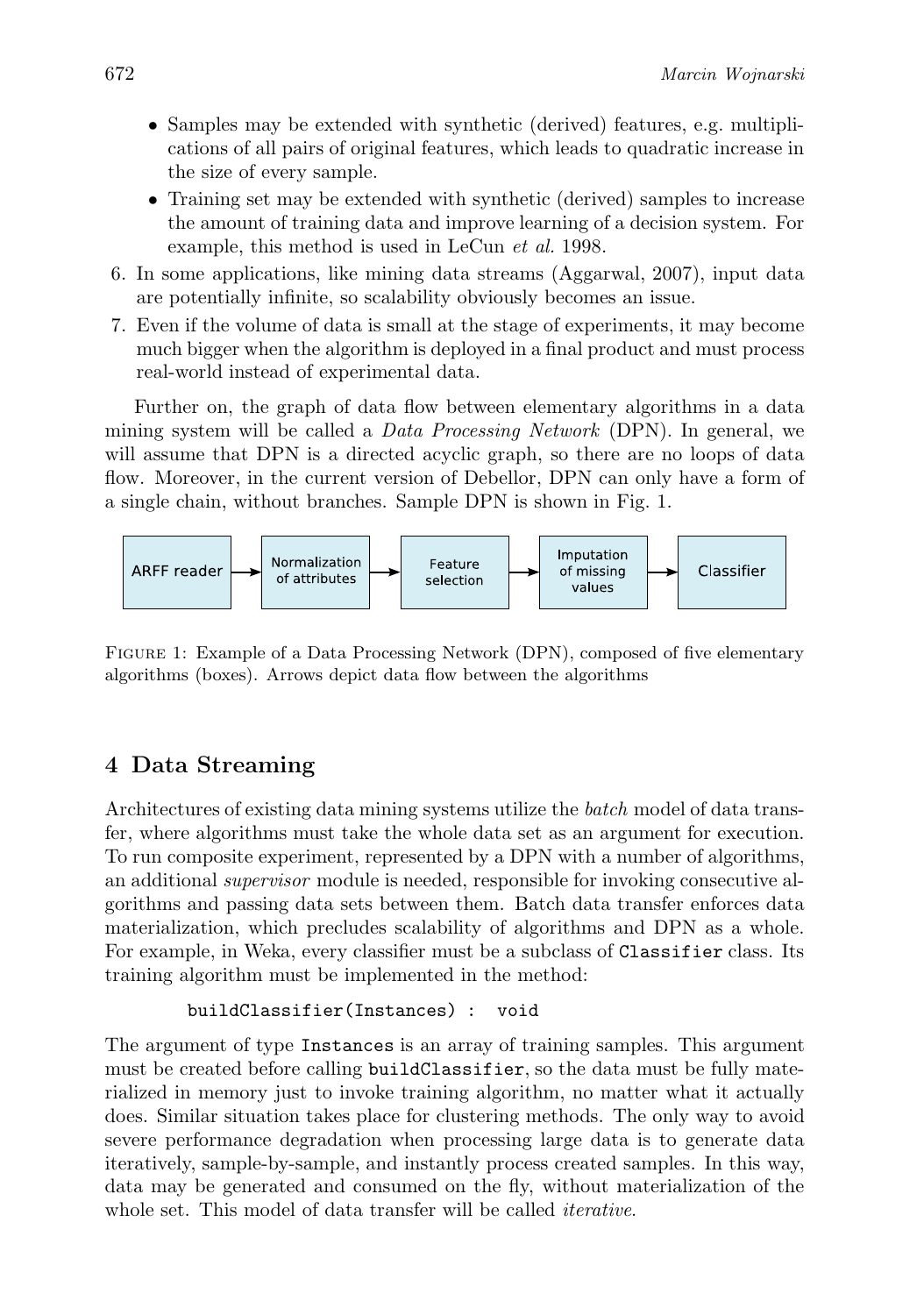- Samples may be extended with synthetic (derived) features, e.g. multiplications of all pairs of original features, which leads to quadratic increase in the size of every sample.
- Training set may be extended with synthetic (derived) samples to increase the amount of training data and improve learning of a decision system. For example, this method is used in LeCun *et al.* 1998.

6. In some applications, like mining data streams (Aggarwal, 2007), input data are potentially infinite, so scalability obviously becomes an issue.
7. Even if the volume of data is small at the stage of experiments, it may become much bigger when the algorithm is deployed in a final product and must process real-world instead of experimental data.

Further on, the graph of data flow between elementary algorithms in a data mining system will be called a *Data Processing Network* (DPN). In general, we will assume that DPN is a directed acyclic graph, so there are no loops of data flow. Moreover, in the current version of Debellor, DPN can only have a form of a single chain, without branches. Sample DPN is shown in Fig. 1.

ARFF reader → Normalization of attributes → Feature selection → Imputation of missing values → Classifier

FIGURE 1: Example of a Data Processing Network (DPN), composed of five elementary algorithms (boxes). Arrows depict data flow between the algorithms

## 4 Data Streaming

Architectures of existing data mining systems utilize the *batch* model of data transfer, where algorithms must take the whole data set as an argument for execution. To run composite experiment, represented by a DPN with a number of algorithms, an additional *supervisor* module is needed, responsible for invoking consecutive algorithms and passing data sets between them. Batch data transfer enforces data materialization, which precludes scalability of algorithms and DPN as a whole. For example, in Weka, every classifier must be a subclass of `Classifier` class. Its training algorithm must be implemented in the method:

```
buildClassifier(Instances) :  void
```

The argument of type `Instances` is an array of training samples. This argument must be created before calling `buildClassifier`, so the data must be fully materialized in memory just to invoke training algorithm, no matter what it actually does. Similar situation takes place for clustering methods. The only way to avoid severe performance degradation when processing large data is to generate data iteratively, sample-by-sample, and instantly process created samples. In this way, data may be generated and consumed on the fly, without materialization of the whole set. This model of data transfer will be called *iterative*.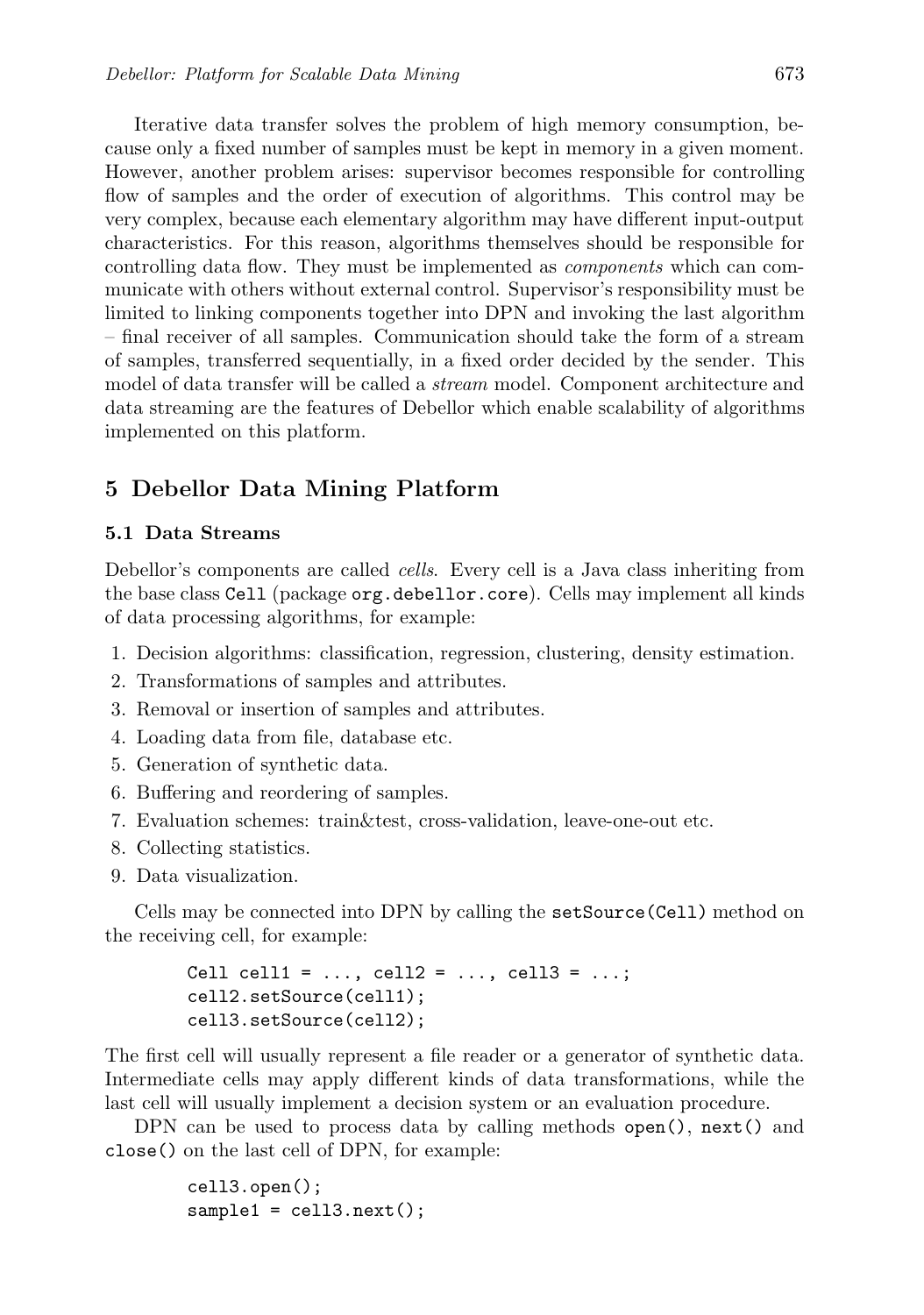Iterative data transfer solves the problem of high memory consumption, because only a fixed number of samples must be kept in memory in a given moment. However, another problem arises: supervisor becomes responsible for controlling flow of samples and the order of execution of algorithms. This control may be very complex, because each elementary algorithm may have different input-output characteristics. For this reason, algorithms themselves should be responsible for controlling data flow. They must be implemented as *components* which can communicate with others without external control. Supervisor's responsibility must be limited to linking components together into DPN and invoking the last algorithm – final receiver of all samples. Communication should take the form of a stream of samples, transferred sequentially, in a fixed order decided by the sender. This model of data transfer will be called a *stream* model. Component architecture and data streaming are the features of Debellor which enable scalability of algorithms implemented on this platform.

## 5 Debellor Data Mining Platform

### 5.1 Data Streams

Debellor's components are called *cells*. Every cell is a Java class inheriting from the base class `Cell` (package `org.debellor.core`). Cells may implement all kinds of data processing algorithms, for example:

1. Decision algorithms: classification, regression, clustering, density estimation.
2. Transformations of samples and attributes.
3. Removal or insertion of samples and attributes.
4. Loading data from file, database etc.
5. Generation of synthetic data.
6. Buffering and reordering of samples.
7. Evaluation schemes: train&test, cross-validation, leave-one-out etc.
8. Collecting statistics.
9. Data visualization.

Cells may be connected into DPN by calling the `setSource(Cell)` method on the receiving cell, for example:

```
Cell cell1 = ..., cell2 = ..., cell3 = ...;
cell2.setSource(cell1);
cell3.setSource(cell2);
```

The first cell will usually represent a file reader or a generator of synthetic data. Intermediate cells may apply different kinds of data transformations, while the last cell will usually implement a decision system or an evaluation procedure.

DPN can be used to process data by calling methods `open()`, `next()` and `close()` on the last cell of DPN, for example:

```
cell3.open();
sample1 = cell3.next();
```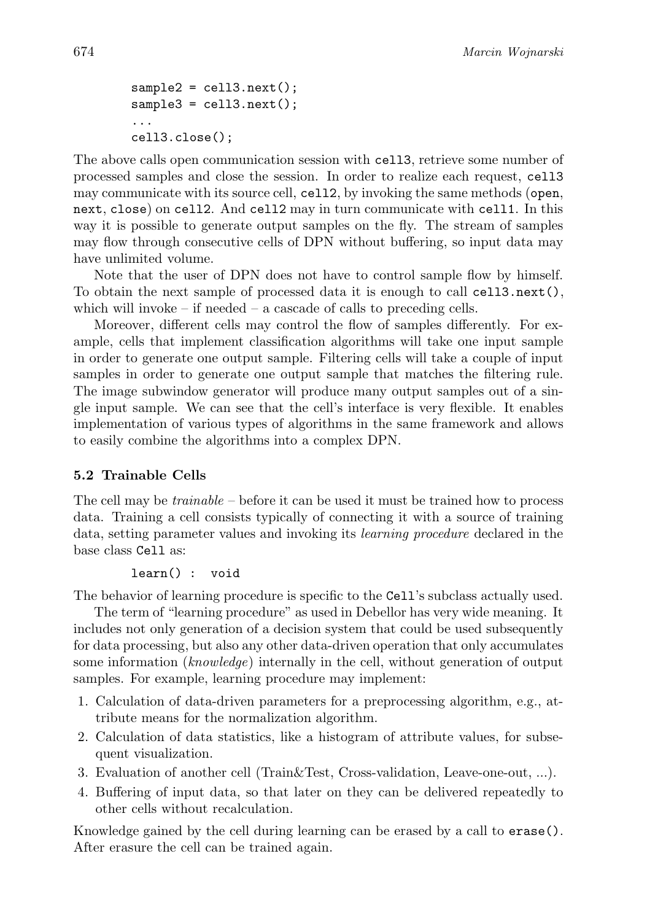```
sample2 = cell3.next();
sample3 = cell3.next();
...
cell3.close();
```

The above calls open communication session with `cell3`, retrieve some number of processed samples and close the session. In order to realize each request, `cell3` may communicate with its source cell, `cell2`, by invoking the same methods (`open`, `next`, `close`) on `cell2`. And `cell2` may in turn communicate with `cell1`. In this way it is possible to generate output samples on the fly. The stream of samples may flow through consecutive cells of DPN without buffering, so input data may have unlimited volume.

Note that the user of DPN does not have to control sample flow by himself. To obtain the next sample of processed data it is enough to call `cell3.next()`, which will invoke – if needed – a cascade of calls to preceding cells.

Moreover, different cells may control the flow of samples differently. For example, cells that implement classification algorithms will take one input sample in order to generate one output sample. Filtering cells will take a couple of input samples in order to generate one output sample that matches the filtering rule. The image subwindow generator will produce many output samples out of a single input sample. We can see that the cell's interface is very flexible. It enables implementation of various types of algorithms in the same framework and allows to easily combine the algorithms into a complex DPN.

### 5.2 Trainable Cells

The cell may be *trainable* – before it can be used it must be trained how to process data. Training a cell consists typically of connecting it with a source of training data, setting parameter values and invoking its *learning procedure* declared in the base class `Cell` as:

```
learn() :  void
```

The behavior of learning procedure is specific to the `Cell`'s subclass actually used.

The term of "learning procedure" as used in Debellor has very wide meaning. It includes not only generation of a decision system that could be used subsequently for data processing, but also any other data-driven operation that only accumulates some information (*knowledge*) internally in the cell, without generation of output samples. For example, learning procedure may implement:

1. Calculation of data-driven parameters for a preprocessing algorithm, e.g., attribute means for the normalization algorithm.
2. Calculation of data statistics, like a histogram of attribute values, for subsequent visualization.
3. Evaluation of another cell (Train&Test, Cross-validation, Leave-one-out, ...).
4. Buffering of input data, so that later on they can be delivered repeatedly to other cells without recalculation.

Knowledge gained by the cell during learning can be erased by a call to `erase()`. After erasure the cell can be trained again.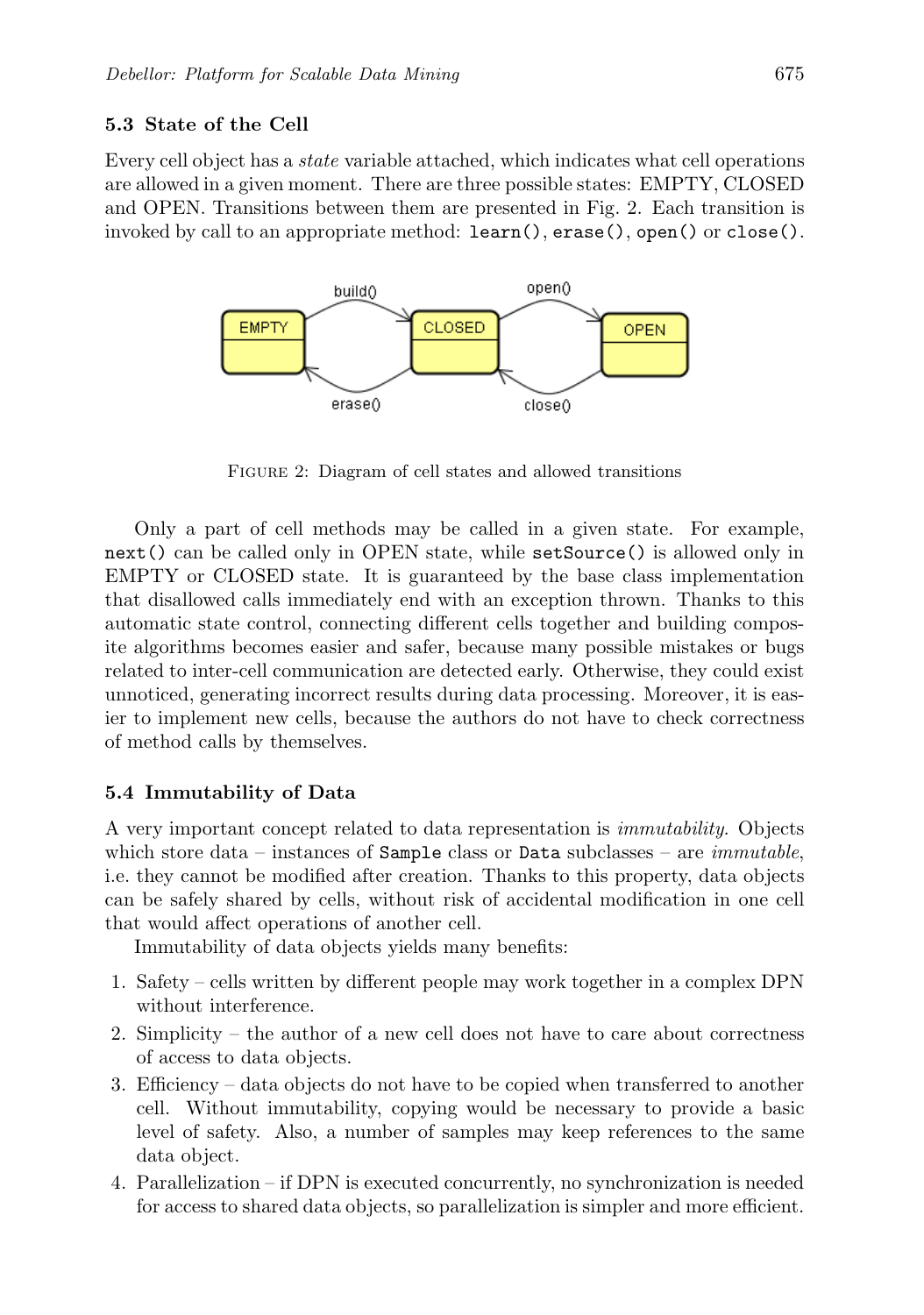### 5.3 State of the Cell

Every cell object has a *state* variable attached, which indicates what cell operations are allowed in a given moment. There are three possible states: EMPTY, CLOSED and OPEN. Transitions between them are presented in Fig. 2. Each transition is invoked by call to an appropriate method: `learn()`, `erase()`, `open()` or `close()`.

build()
open()
EMPTY
CLOSED
OPEN
erase()
close()

FIGURE 2: Diagram of cell states and allowed transitions

Only a part of cell methods may be called in a given state. For example, `next()` can be called only in OPEN state, while `setSource()` is allowed only in EMPTY or CLOSED state. It is guaranteed by the base class implementation that disallowed calls immediately end with an exception thrown. Thanks to this automatic state control, connecting different cells together and building composite algorithms becomes easier and safer, because many possible mistakes or bugs related to inter-cell communication are detected early. Otherwise, they could exist unnoticed, generating incorrect results during data processing. Moreover, it is easier to implement new cells, because the authors do not have to check correctness of method calls by themselves.

### 5.4 Immutability of Data

A very important concept related to data representation is *immutability*. Objects which store data – instances of `Sample` class or `Data` subclasses – are *immutable*, i.e. they cannot be modified after creation. Thanks to this property, data objects can be safely shared by cells, without risk of accidental modification in one cell that would affect operations of another cell.

Immutability of data objects yields many benefits:

1. Safety – cells written by different people may work together in a complex DPN without interference.
2. Simplicity – the author of a new cell does not have to care about correctness of access to data objects.
3. Efficiency – data objects do not have to be copied when transferred to another cell. Without immutability, copying would be necessary to provide a basic level of safety. Also, a number of samples may keep references to the same data object.
4. Parallelization – if DPN is executed concurrently, no synchronization is needed for access to shared data objects, so parallelization is simpler and more efficient.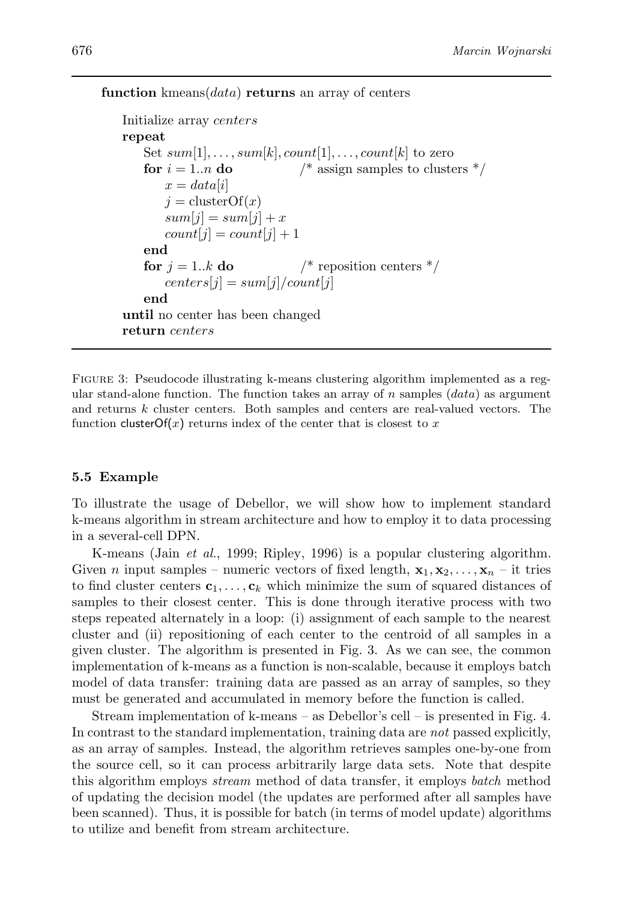```
function kmeans(data) returns an array of centers

    Initialize array centers
    repeat
        Set sum[1], ..., sum[k], count[1], ..., count[k] to zero
        for i = 1..n do                /* assign samples to clusters */
            x = data[i]
            j = clusterOf(x)
            sum[j] = sum[j] + x
            count[j] = count[j] + 1
        end
        for j = 1..k do                /* reposition centers */
            centers[j] = sum[j]/count[j]
        end
    until no center has been changed
    return centers
```

FIGURE 3: Pseudocode illustrating k-means clustering algorithm implemented as a regular stand-alone function. The function takes an array of $n$ samples (*data*) as argument and returns $k$ cluster centers. Both samples and centers are real-valued vectors. The function clusterOf($x$) returns index of the center that is closest to $x$

### 5.5 Example

To illustrate the usage of Debellor, we will show how to implement standard k-means algorithm in stream architecture and how to employ it to data processing in a several-cell DPN.

K-means (Jain *et al.*, 1999; Ripley, 1996) is a popular clustering algorithm. Given $n$ input samples – numeric vectors of fixed length, $\mathbf{x}_1, \mathbf{x}_2, \ldots, \mathbf{x}_n$ – it tries to find cluster centers $\mathbf{c}_1, \ldots, \mathbf{c}_k$ which minimize the sum of squared distances of samples to their closest center. This is done through iterative process with two steps repeated alternately in a loop: (i) assignment of each sample to the nearest cluster and (ii) repositioning of each center to the centroid of all samples in a given cluster. The algorithm is presented in Fig. 3. As we can see, the common implementation of k-means as a function is non-scalable, because it employs batch model of data transfer: training data are passed as an array of samples, so they must be generated and accumulated in memory before the function is called.

Stream implementation of k-means – as Debellor's cell – is presented in Fig. 4. In contrast to the standard implementation, training data are *not* passed explicitly, as an array of samples. Instead, the algorithm retrieves samples one-by-one from the source cell, so it can process arbitrarily large data sets. Note that despite this algorithm employs *stream* method of data transfer, it employs *batch* method of updating the decision model (the updates are performed after all samples have been scanned). Thus, it is possible for batch (in terms of model update) algorithms to utilize and benefit from stream architecture.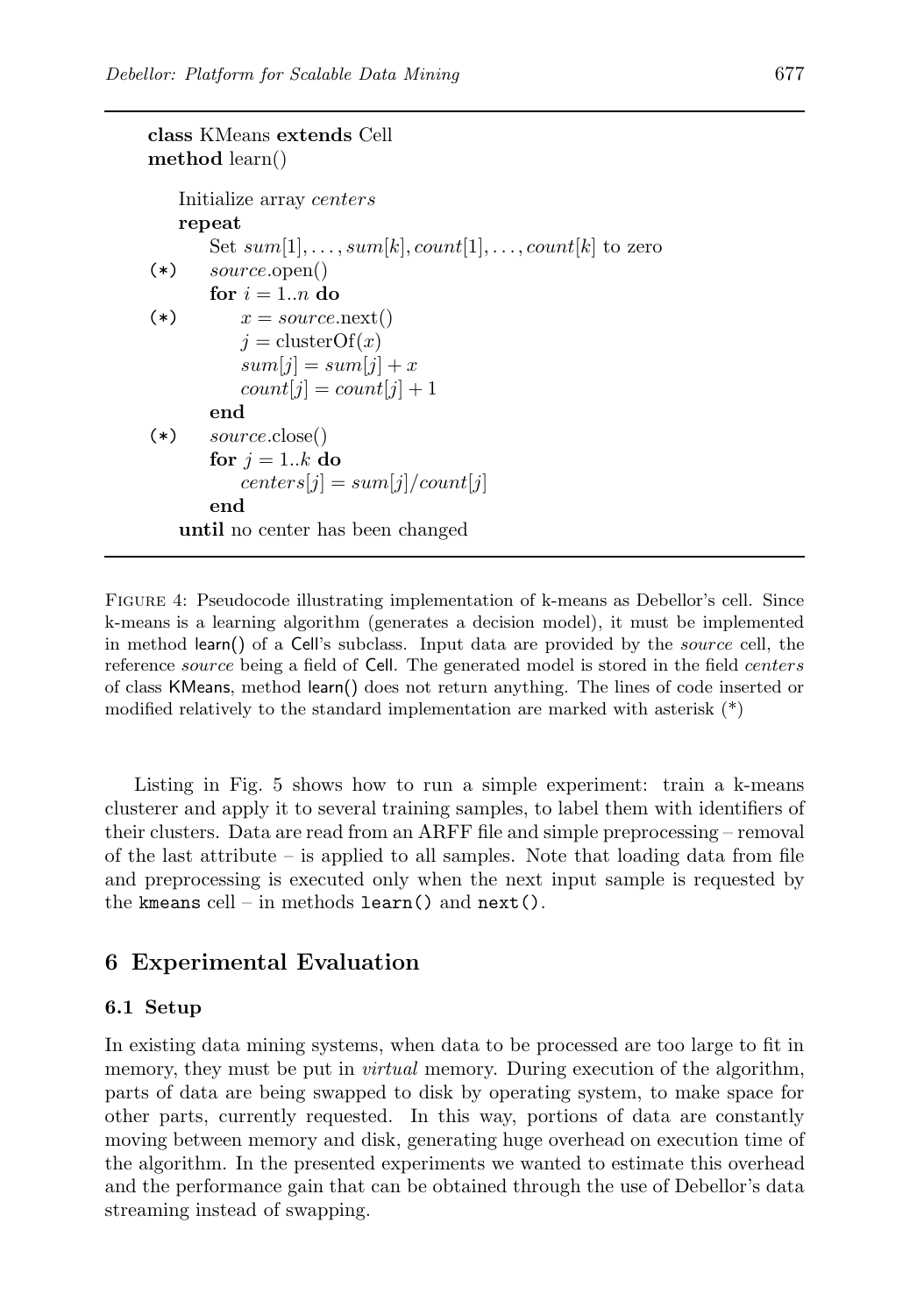```
class KMeans extends Cell
method learn()

    Initialize array centers
    repeat
        Set sum[1], ..., sum[k], count[1], ..., count[k] to zero
(*)     source.open()
        for i = 1..n do
(*)         x = source.next()
            j = clusterOf(x)
            sum[j] = sum[j] + x
            count[j] = count[j] + 1
        end
(*)     source.close()
        for j = 1..k do
            centers[j] = sum[j]/count[j]
        end
    until no center has been changed
```

Figure 4: Pseudocode illustrating implementation of k-means as Debellor's cell. Since k-means is a learning algorithm (generates a decision model), it must be implemented in method learn() of a Cell's subclass. Input data are provided by the *source* cell, the reference *source* being a field of Cell. The generated model is stored in the field *centers* of class KMeans, method learn() does not return anything. The lines of code inserted or modified relatively to the standard implementation are marked with asterisk (*)

Listing in Fig. 5 shows how to run a simple experiment: train a k-means clusterer and apply it to several training samples, to label them with identifiers of their clusters. Data are read from an ARFF file and simple preprocessing – removal of the last attribute – is applied to all samples. Note that loading data from file and preprocessing is executed only when the next input sample is requested by the `kmeans` cell – in methods `learn()` and `next()`.

## 6 Experimental Evaluation

### 6.1 Setup

In existing data mining systems, when data to be processed are too large to fit in memory, they must be put in *virtual* memory. During execution of the algorithm, parts of data are being swapped to disk by operating system, to make space for other parts, currently requested. In this way, portions of data are constantly moving between memory and disk, generating huge overhead on execution time of the algorithm. In the presented experiments we wanted to estimate this overhead and the performance gain that can be obtained through the use of Debellor's data streaming instead of swapping.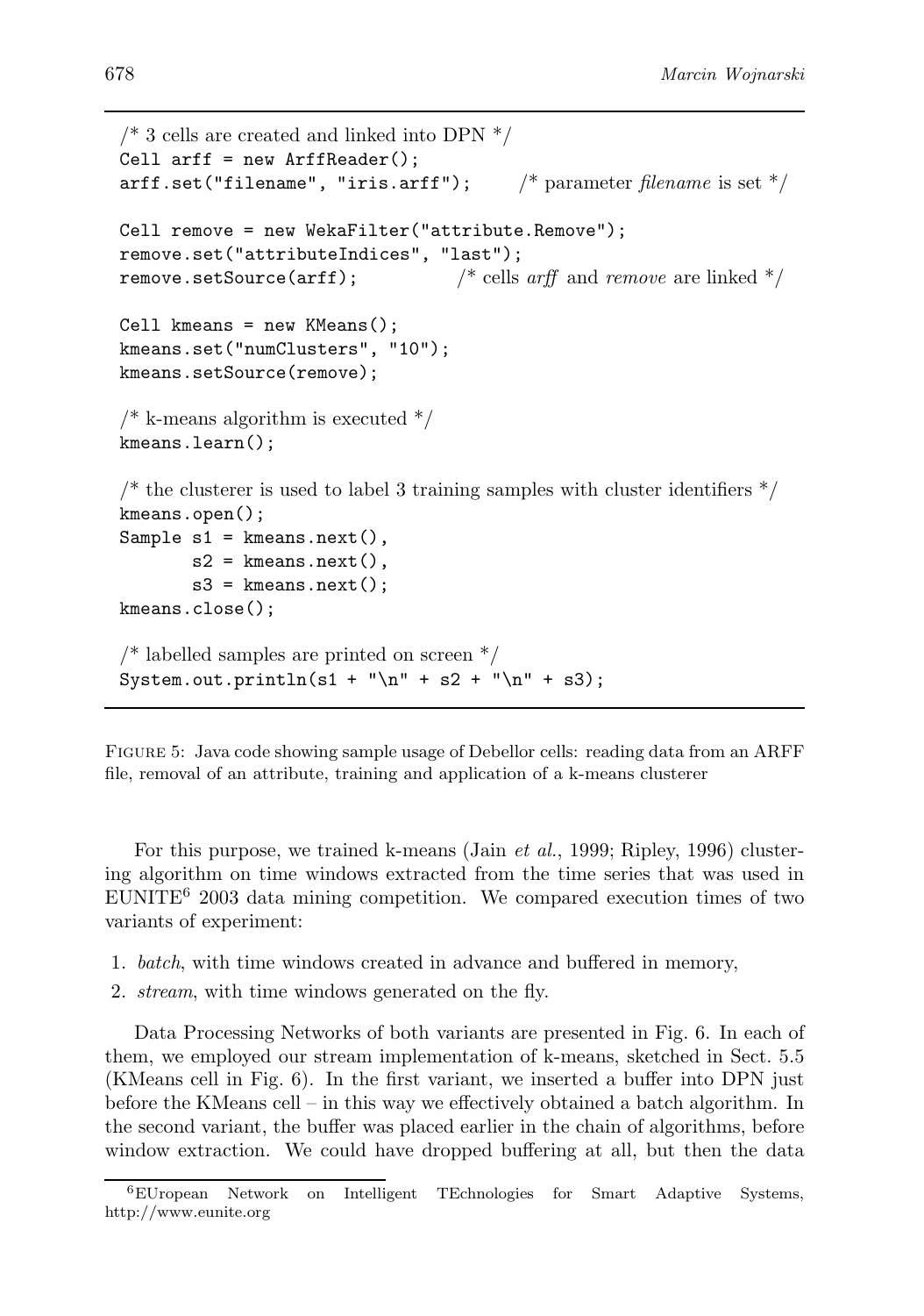```
/* 3 cells are created and linked into DPN */
Cell arff = new ArffReader();
arff.set("filename", "iris.arff");      /* parameter filename is set */

Cell remove = new WekaFilter("attribute.Remove");
remove.set("attributeIndices", "last");
remove.setSource(arff);           /* cells arff and remove are linked */

Cell kmeans = new KMeans();
kmeans.set("numClusters", "10");
kmeans.setSource(remove);

/* k-means algorithm is executed */
kmeans.learn();

/* the clusterer is used to label 3 training samples with cluster identifiers */
kmeans.open();
Sample s1 = kmeans.next(),
       s2 = kmeans.next(),
       s3 = kmeans.next();
kmeans.close();

/* labelled samples are printed on screen */
System.out.println(s1 + "\n" + s2 + "\n" + s3);
```

FIGURE 5: Java code showing sample usage of Debellor cells: reading data from an ARFF file, removal of an attribute, training and application of a k-means clusterer

For this purpose, we trained k-means (Jain *et al.*, 1999; Ripley, 1996) clustering algorithm on time windows extracted from the time series that was used in EUNITE[6] 2003 data mining competition. We compared execution times of two variants of experiment:

1. *batch*, with time windows created in advance and buffered in memory,
2. *stream*, with time windows generated on the fly.

Data Processing Networks of both variants are presented in Fig. 6. In each of them, we employed our stream implementation of k-means, sketched in Sect. 5.5 (KMeans cell in Fig. 6). In the first variant, we inserted a buffer into DPN just before the KMeans cell – in this way we effectively obtained a batch algorithm. In the second variant, the buffer was placed earlier in the chain of algorithms, before window extraction. We could have dropped buffering at all, but then the data

[6] EUropean Network on Intelligent TEchnologies for Smart Adaptive Systems, http://www.eunite.org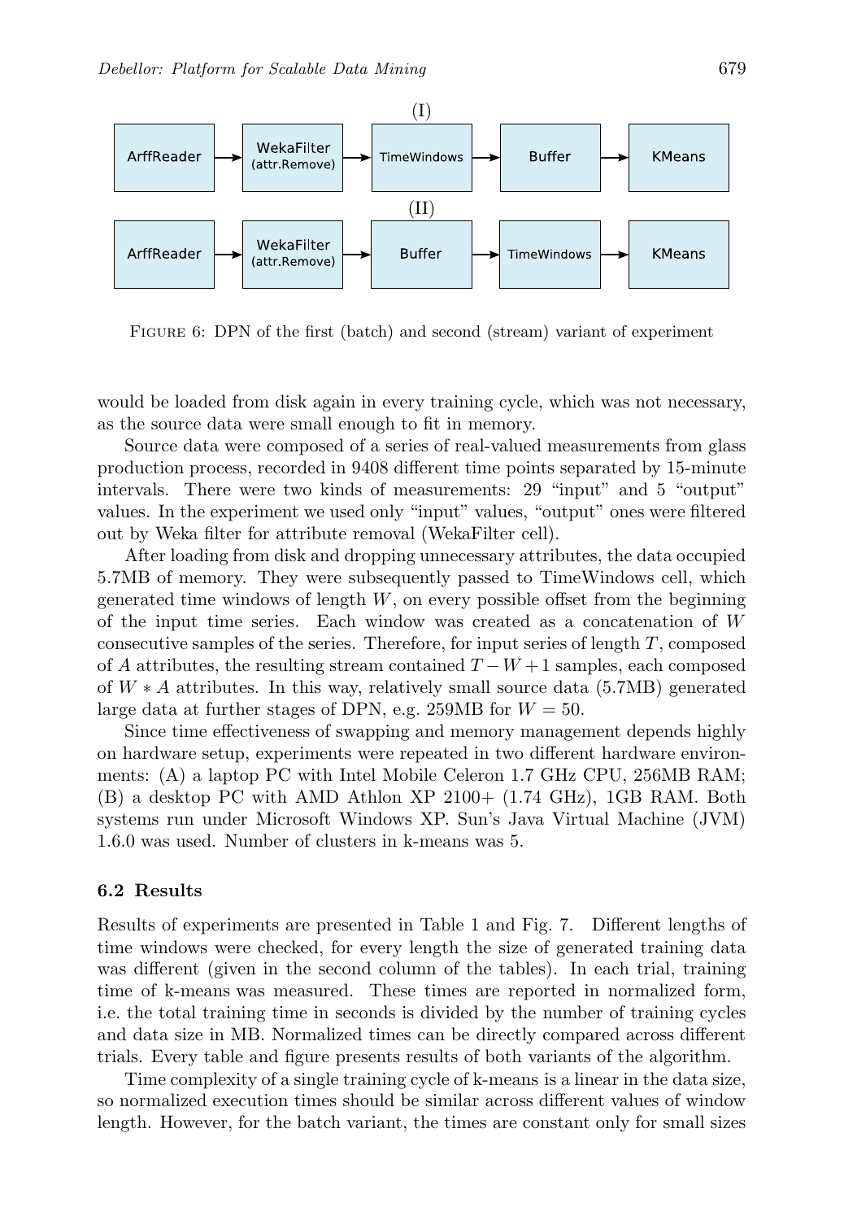(I)

ArffReader → WekaFilter (attr.Remove) → TimeWindows → Buffer → KMeans

(II)

ArffReader → WekaFilter (attr.Remove) → Buffer → TimeWindows → KMeans

Figure 6: DPN of the first (batch) and second (stream) variant of experiment

would be loaded from disk again in every training cycle, which was not necessary, as the source data were small enough to fit in memory.

Source data were composed of a series of real-valued measurements from glass production process, recorded in 9408 different time points separated by 15-minute intervals. There were two kinds of measurements: 29 "input" and 5 "output" values. In the experiment we used only "input" values, "output" ones were filtered out by Weka filter for attribute removal (WekaFilter cell).

After loading from disk and dropping unnecessary attributes, the data occupied 5.7MB of memory. They were subsequently passed to TimeWindows cell, which generated time windows of length $W$, on every possible offset from the beginning of the input time series. Each window was created as a concatenation of $W$ consecutive samples of the series. Therefore, for input series of length $T$, composed of $A$ attributes, the resulting stream contained $T - W + 1$ samples, each composed of $W * A$ attributes. In this way, relatively small source data (5.7MB) generated large data at further stages of DPN, e.g. 259MB for $W = 50$.

Since time effectiveness of swapping and memory management depends highly on hardware setup, experiments were repeated in two different hardware environments: (A) a laptop PC with Intel Mobile Celeron 1.7 GHz CPU, 256MB RAM; (B) a desktop PC with AMD Athlon XP 2100+ (1.74 GHz), 1GB RAM. Both systems run under Microsoft Windows XP. Sun's Java Virtual Machine (JVM) 1.6.0 was used. Number of clusters in k-means was 5.

### 6.2 Results

Results of experiments are presented in Table 1 and Fig. 7. Different lengths of time windows were checked, for every length the size of generated training data was different (given in the second column of the tables). In each trial, training time of k-means was measured. These times are reported in normalized form, i.e. the total training time in seconds is divided by the number of training cycles and data size in MB. Normalized times can be directly compared across different trials. Every table and figure presents results of both variants of the algorithm.

Time complexity of a single training cycle of k-means is a linear in the data size, so normalized execution times should be similar across different values of window length. However, for the batch variant, the times are constant only for small sizes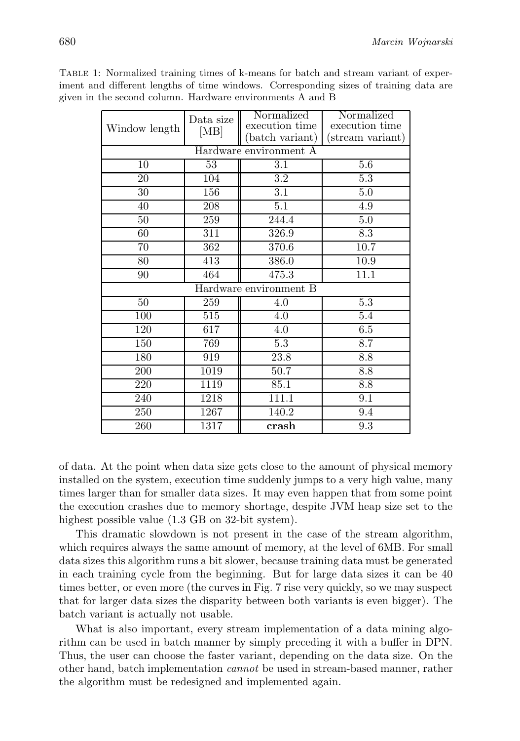TABLE 1: Normalized training times of k-means for batch and stream variant of experiment and different lengths of time windows. Corresponding sizes of training data are given in the second column. Hardware environments A and B

| Window length | Data size [MB] | Normalized execution time (batch variant) | Normalized execution time (stream variant) |
|---|---|---|---|
| Hardware environment A | | | |
| 10 | 53 | 3.1 | 5.6 |
| 20 | 104 | 3.2 | 5.3 |
| 30 | 156 | 3.1 | 5.0 |
| 40 | 208 | 5.1 | 4.9 |
| 50 | 259 | 244.4 | 5.0 |
| 60 | 311 | 326.9 | 8.3 |
| 70 | 362 | 370.6 | 10.7 |
| 80 | 413 | 386.0 | 10.9 |
| 90 | 464 | 475.3 | 11.1 |
| Hardware environment B | | | |
| 50 | 259 | 4.0 | 5.3 |
| 100 | 515 | 4.0 | 5.4 |
| 120 | 617 | 4.0 | 6.5 |
| 150 | 769 | 5.3 | 8.7 |
| 180 | 919 | 23.8 | 8.8 |
| 200 | 1019 | 50.7 | 8.8 |
| 220 | 1119 | 85.1 | 8.8 |
| 240 | 1218 | 111.1 | 9.1 |
| 250 | 1267 | 140.2 | 9.4 |
| 260 | 1317 | **crash** | 9.3 |

of data. At the point when data size gets close to the amount of physical memory installed on the system, execution time suddenly jumps to a very high value, many times larger than for smaller data sizes. It may even happen that from some point the execution crashes due to memory shortage, despite JVM heap size set to the highest possible value (1.3 GB on 32-bit system).

This dramatic slowdown is not present in the case of the stream algorithm, which requires always the same amount of memory, at the level of 6MB. For small data sizes this algorithm runs a bit slower, because training data must be generated in each training cycle from the beginning. But for large data sizes it can be 40 times better, or even more (the curves in Fig. 7 rise very quickly, so we may suspect that for larger data sizes the disparity between both variants is even bigger). The batch variant is actually not usable.

What is also important, every stream implementation of a data mining algorithm can be used in batch manner by simply preceding it with a buffer in DPN. Thus, the user can choose the faster variant, depending on the data size. On the other hand, batch implementation *cannot* be used in stream-based manner, rather the algorithm must be redesigned and implemented again.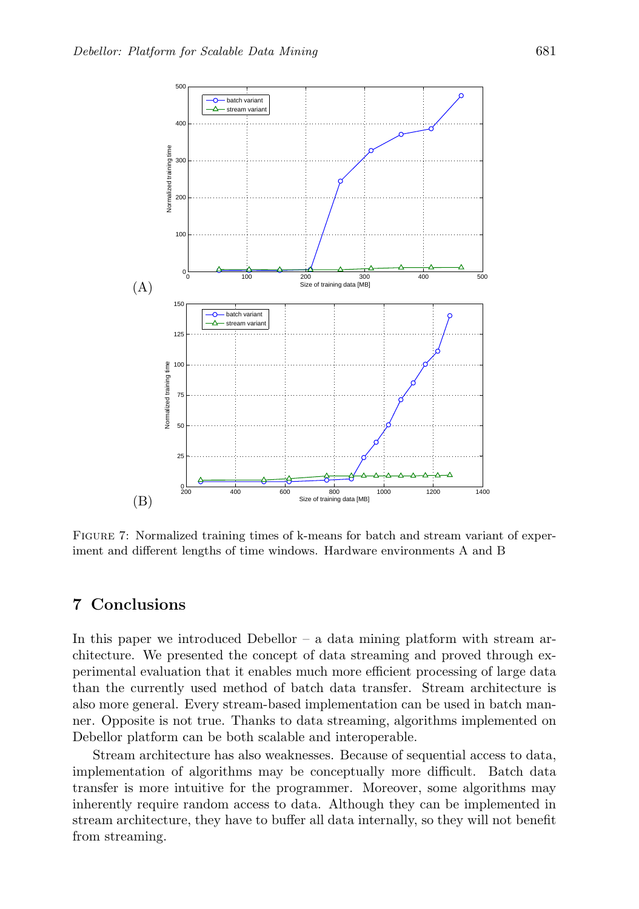(A)

batch variant
stream variant
Normalized training time
Size of training data [MB]
0
100
200
300
400
500
0
100
200
300
400
500

(B)

batch variant
stream variant
Normalized training time
Size of training data [MB]
0
25
50
75
100
125
150
200
400
600
800
1000
1200
1400

FIGURE 7: Normalized training times of k-means for batch and stream variant of experiment and different lengths of time windows. Hardware environments A and B

## 7 Conclusions

In this paper we introduced Debellor – a data mining platform with stream architecture. We presented the concept of data streaming and proved through experimental evaluation that it enables much more efficient processing of large data than the currently used method of batch data transfer. Stream architecture is also more general. Every stream-based implementation can be used in batch manner. Opposite is not true. Thanks to data streaming, algorithms implemented on Debellor platform can be both scalable and interoperable.

Stream architecture has also weaknesses. Because of sequential access to data, implementation of algorithms may be conceptually more difficult. Batch data transfer is more intuitive for the programmer. Moreover, some algorithms may inherently require random access to data. Although they can be implemented in stream architecture, they have to buffer all data internally, so they will not benefit from streaming.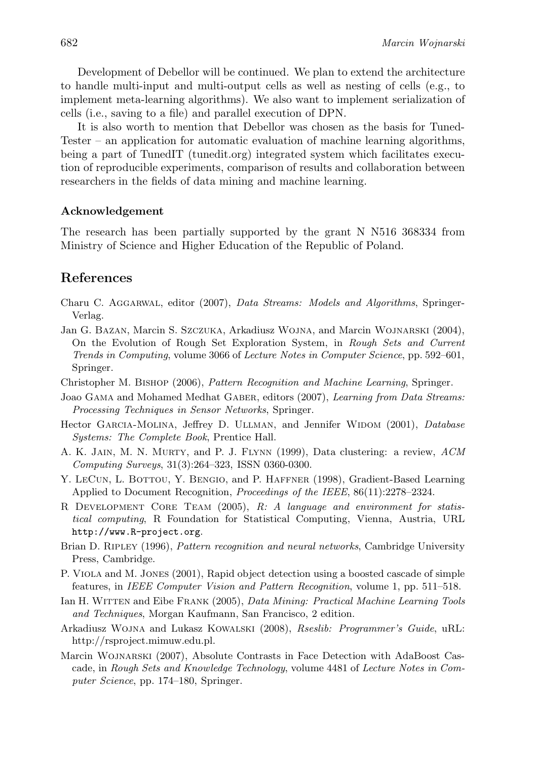Development of Debellor will be continued. We plan to extend the architecture to handle multi-input and multi-output cells as well as nesting of cells (e.g., to implement meta-learning algorithms). We also want to implement serialization of cells (i.e., saving to a file) and parallel execution of DPN.

It is also worth to mention that Debellor was chosen as the basis for Tuned-Tester – an application for automatic evaluation of machine learning algorithms, being a part of TunedIT (tunedit.org) integrated system which facilitates execution of reproducible experiments, comparison of results and collaboration between researchers in the fields of data mining and machine learning.

### Acknowledgement

The research has been partially supported by the grant N N516 368334 from Ministry of Science and Higher Education of the Republic of Poland.

## References

Charu C. Aggarwal, editor (2007), *Data Streams: Models and Algorithms*, Springer-Verlag.

Jan G. Bazan, Marcin S. Szczuka, Arkadiusz Wojna, and Marcin Wojnarski (2004), On the Evolution of Rough Set Exploration System, in *Rough Sets and Current Trends in Computing*, volume 3066 of *Lecture Notes in Computer Science*, pp. 592–601, Springer.

Christopher M. Bishop (2006), *Pattern Recognition and Machine Learning*, Springer.

Joao Gama and Mohamed Medhat Gaber, editors (2007), *Learning from Data Streams: Processing Techniques in Sensor Networks*, Springer.

Hector Garcia-Molina, Jeffrey D. Ullman, and Jennifer Widom (2001), *Database Systems: The Complete Book*, Prentice Hall.

A. K. Jain, M. N. Murty, and P. J. Flynn (1999), Data clustering: a review, *ACM Computing Surveys*, 31(3):264–323, ISSN 0360-0300.

Y. LeCun, L. Bottou, Y. Bengio, and P. Haffner (1998), Gradient-Based Learning Applied to Document Recognition, *Proceedings of the IEEE*, 86(11):2278–2324.

R Development Core Team (2005), *R: A language and environment for statistical computing*, R Foundation for Statistical Computing, Vienna, Austria, URL `http://www.R-project.org`.

Brian D. Ripley (1996), *Pattern recognition and neural networks*, Cambridge University Press, Cambridge.

P. Viola and M. Jones (2001), Rapid object detection using a boosted cascade of simple features, in *IEEE Computer Vision and Pattern Recognition*, volume 1, pp. 511–518.

Ian H. Witten and Eibe Frank (2005), *Data Mining: Practical Machine Learning Tools and Techniques*, Morgan Kaufmann, San Francisco, 2 edition.

Arkadiusz Wojna and Lukasz Kowalski (2008), *Rseslib: Programmer's Guide*, uRL: http://rsproject.mimuw.edu.pl.

Marcin Wojnarski (2007), Absolute Contrasts in Face Detection with AdaBoost Cascade, in *Rough Sets and Knowledge Technology*, volume 4481 of *Lecture Notes in Computer Science*, pp. 174–180, Springer.